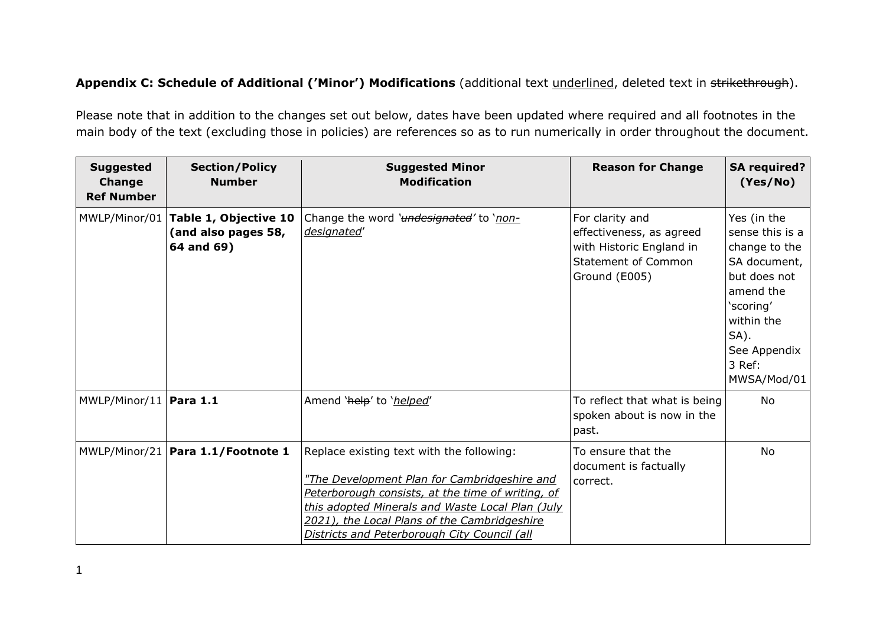**Appendix C: Schedule of Additional ('Minor') Modifications** (additional text <u>underlined</u>, deleted text in ~~strikethrough~~).

Please note that in addition to the changes set out below, dates have been updated where required and all footnotes in the main body of the text (excluding those in policies) are references so as to run numerically in order throughout the document.

| Suggested Change Ref Number | Section/Policy Number | Suggested Minor Modification | Reason for Change | SA required? (Yes/No) |
|---|---|---|---|---|
| MWLP/Minor/01 | **Table 1, Objective 10 (and also pages 58, 64 and 69)** | Change the word '~~*undesignated*~~' to '<u>*non-designated*</u>' | For clarity and effectiveness, as agreed with Historic England in Statement of Common Ground (E005) | Yes (in the sense this is a change to the SA document, but does not amend the 'scoring' within the SA). See Appendix 3 Ref: MWSA/Mod/01 |
| MWLP/Minor/11 | **Para 1.1** | Amend '~~help~~' to '<u>*helped*</u>' | To reflect that what is being spoken about is now in the past. | No |
| MWLP/Minor/21 | **Para 1.1/Footnote 1** | Replace existing text with the following:<br><br><u>*"The Development Plan for Cambridgeshire and Peterborough consists, at the time of writing, of this adopted Minerals and Waste Local Plan (July 2021), the Local Plans of the Cambridgeshire Districts and Peterborough City Council (all*</u> | To ensure that the document is factually correct. | No |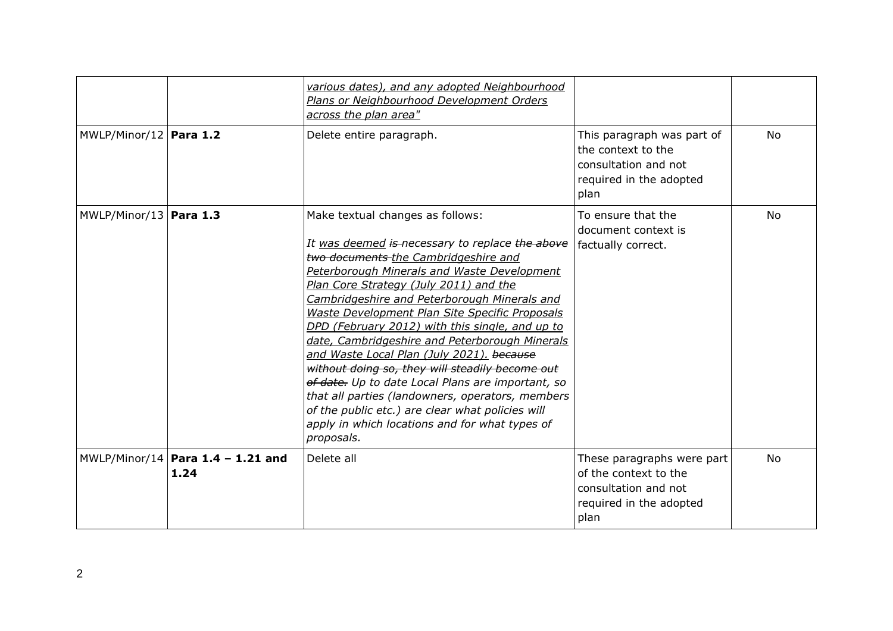| | | | | |
|---|---|---|---|---|
| | | *<u>various dates), and any adopted Neighbourhood Plans or Neighbourhood Development Orders across the plan area"</u>* | | |
| MWLP/Minor/12 | **Para 1.2** | Delete entire paragraph. | This paragraph was part of the context to the consultation and not required in the adopted plan | No |
| MWLP/Minor/13 | **Para 1.3** | Make textual changes as follows:<br><br>*It <u>was deemed</u> ~~is~~ necessary to replace ~~the above two documents~~ <u>the Cambridgeshire and Peterborough Minerals and Waste Development Plan Core Strategy (July 2011) and the Cambridgeshire and Peterborough Minerals and Waste Development Plan Site Specific Proposals DPD (February 2012) with this single, and up to date, Cambridgeshire and Peterborough Minerals and Waste Local Plan (July 2021).</u> ~~because without doing so, they will steadily become out of date.~~ Up to date Local Plans are important, so that all parties (landowners, operators, members of the public etc.) are clear what policies will apply in which locations and for what types of proposals.* | To ensure that the document context is factually correct. | No |
| MWLP/Minor/14 | **Para 1.4 – 1.21 and 1.24** | Delete all | These paragraphs were part of the context to the consultation and not required in the adopted plan | No |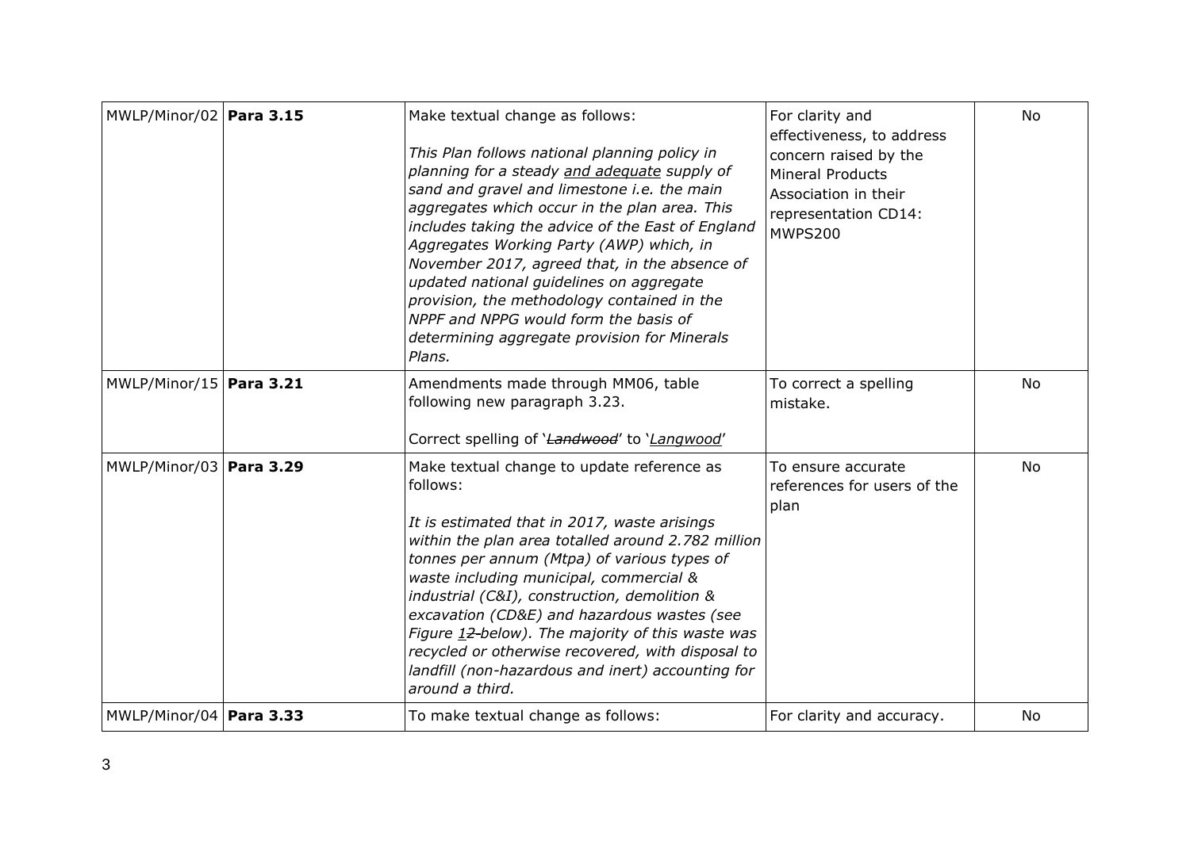| | | | | |
|---|---|---|---|---|
| MWLP/Minor/02 | **Para 3.15** | Make textual change as follows:<br><br>*This Plan follows national planning policy in planning for a steady <u>and adequate</u> supply of sand and gravel and limestone i.e. the main aggregates which occur in the plan area. This includes taking the advice of the East of England Aggregates Working Party (AWP) which, in November 2017, agreed that, in the absence of updated national guidelines on aggregate provision, the methodology contained in the NPPF and NPPG would form the basis of determining aggregate provision for Minerals Plans.* | For clarity and effectiveness, to address concern raised by the Mineral Products Association in their representation CD14: MWPS200 | No |
| MWLP/Minor/15 | **Para 3.21** | Amendments made through MM06, table following new paragraph 3.23.<br><br>Correct spelling of '~~*Landwood*~~' to '<u>*Langwood*</u>' | To correct a spelling mistake. | No |
| MWLP/Minor/03 | **Para 3.29** | Make textual change to update reference as follows:<br><br>*It is estimated that in 2017, waste arisings within the plan area totalled around 2.782 million tonnes per annum (Mtpa) of various types of waste including municipal, commercial & industrial (C&I), construction, demolition & excavation (CD&E) and hazardous wastes (see Figure <u>1</u>~~2~~ below). The majority of this waste was recycled or otherwise recovered, with disposal to landfill (non-hazardous and inert) accounting for around a third.* | To ensure accurate references for users of the plan | No |
| MWLP/Minor/04 | **Para 3.33** | To make textual change as follows: | For clarity and accuracy. | No |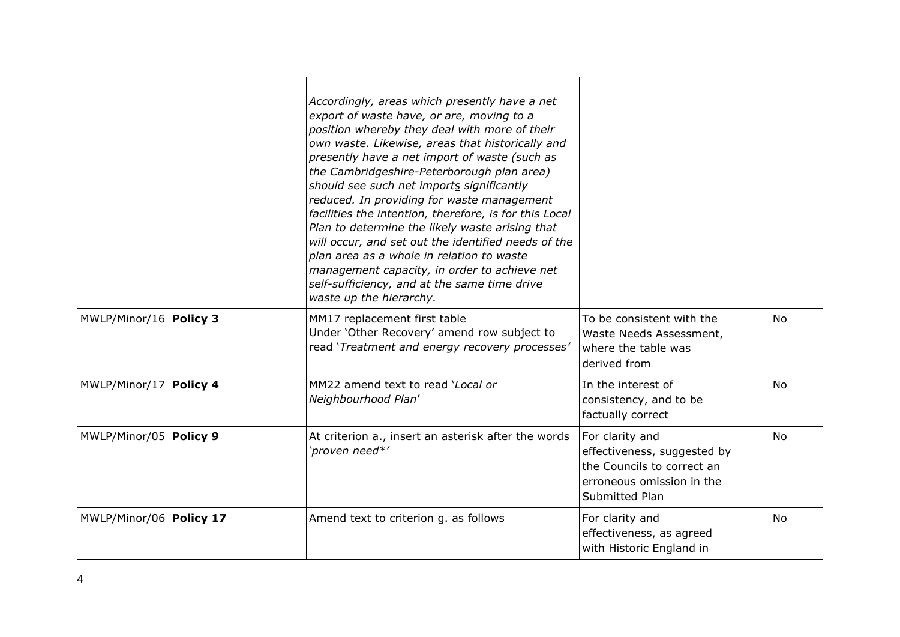| | | | | |
|---|---|---|---|---|
| | | *Accordingly, areas which presently have a net export of waste have, or are, moving to a position whereby they deal with more of their own waste. Likewise, areas that historically and presently have a net import of waste (such as the Cambridgeshire-Peterborough plan area) should see such net imports significantly reduced. In providing for waste management facilities the intention, therefore, is for this Local Plan to determine the likely waste arising that will occur, and set out the identified needs of the plan area as a whole in relation to waste management capacity, in order to achieve net self-sufficiency, and at the same time drive waste up the hierarchy.* | | |
| MWLP/Minor/16 | **Policy 3** | MM17 replacement first table<br>Under 'Other Recovery' amend row subject to read '*Treatment and energy recovery processes*' | To be consistent with the Waste Needs Assessment, where the table was derived from | No |
| MWLP/Minor/17 | **Policy 4** | MM22 amend text to read '*Local or Neighbourhood Plan*' | In the interest of consistency, and to be factually correct | No |
| MWLP/Minor/05 | **Policy 9** | At criterion a., insert an asterisk after the words '*proven need**' | For clarity and effectiveness, suggested by the Councils to correct an erroneous omission in the Submitted Plan | No |
| MWLP/Minor/06 | **Policy 17** | Amend text to criterion g. as follows | For clarity and effectiveness, as agreed with Historic England in | No |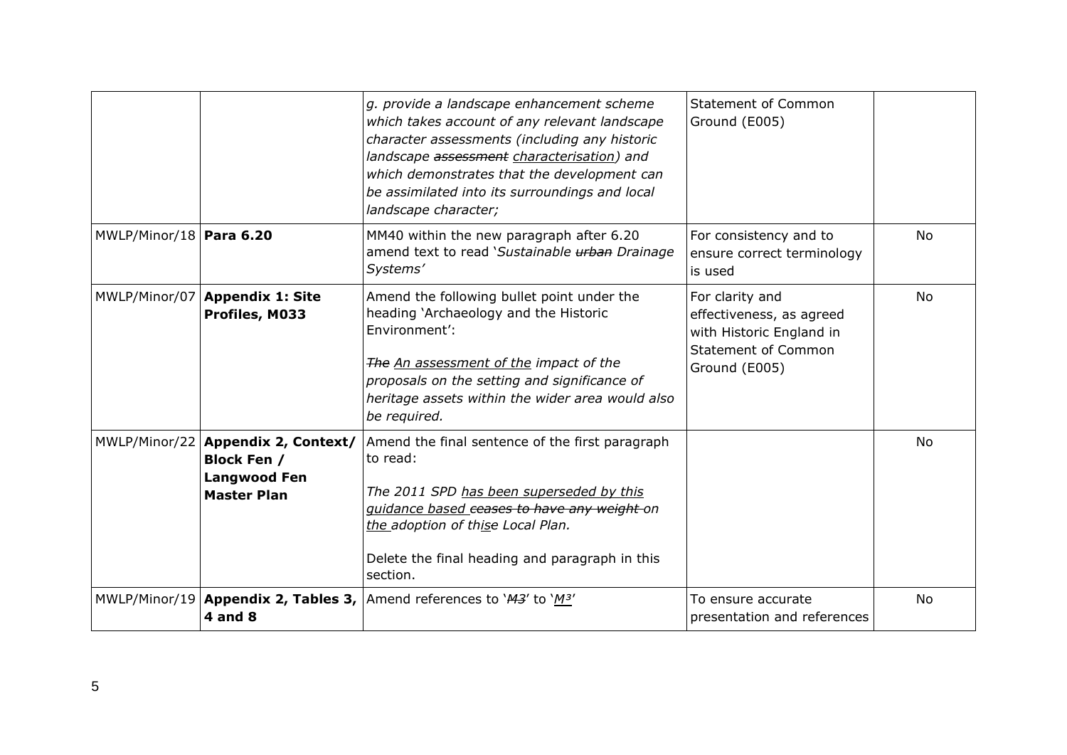| | | | | |
|---|---|---|---|---|
| | | *g. provide a landscape enhancement scheme which takes account of any relevant landscape character assessments (including any historic landscape ~~assessment~~ <u>characterisation</u>) and which demonstrates that the development can be assimilated into its surroundings and local landscape character;* | Statement of Common Ground (E005) | |
| MWLP/Minor/18 | **Para 6.20** | MM40 within the new paragraph after 6.20 amend text to read '*Sustainable ~~urban~~ Drainage Systems*' | For consistency and to ensure correct terminology is used | No |
| MWLP/Minor/07 | **Appendix 1: Site Profiles, M033** | Amend the following bullet point under the heading 'Archaeology and the Historic Environment':<br><br>*~~The~~ <u>An assessment of the</u> impact of the proposals on the setting and significance of heritage assets within the wider area would also be required.* | For clarity and effectiveness, as agreed with Historic England in Statement of Common Ground (E005) | No |
| MWLP/Minor/22 | **Appendix 2, Context/ Block Fen / Langwood Fen Master Plan** | Amend the final sentence of the first paragraph to read:<br><br>*The 2011 SPD <u>has been superseded by this guidance based</u> ~~ceases to have any weight~~ on <u>the</u> adoption of thi<u>s</u>~~e~~ Local Plan.*<br><br>Delete the final heading and paragraph in this section. | | No |
| MWLP/Minor/19 | **Appendix 2, Tables 3, 4 and 8** | Amend references to '*~~M3~~*' to '*<u>M³</u>*' | To ensure accurate presentation and references | No |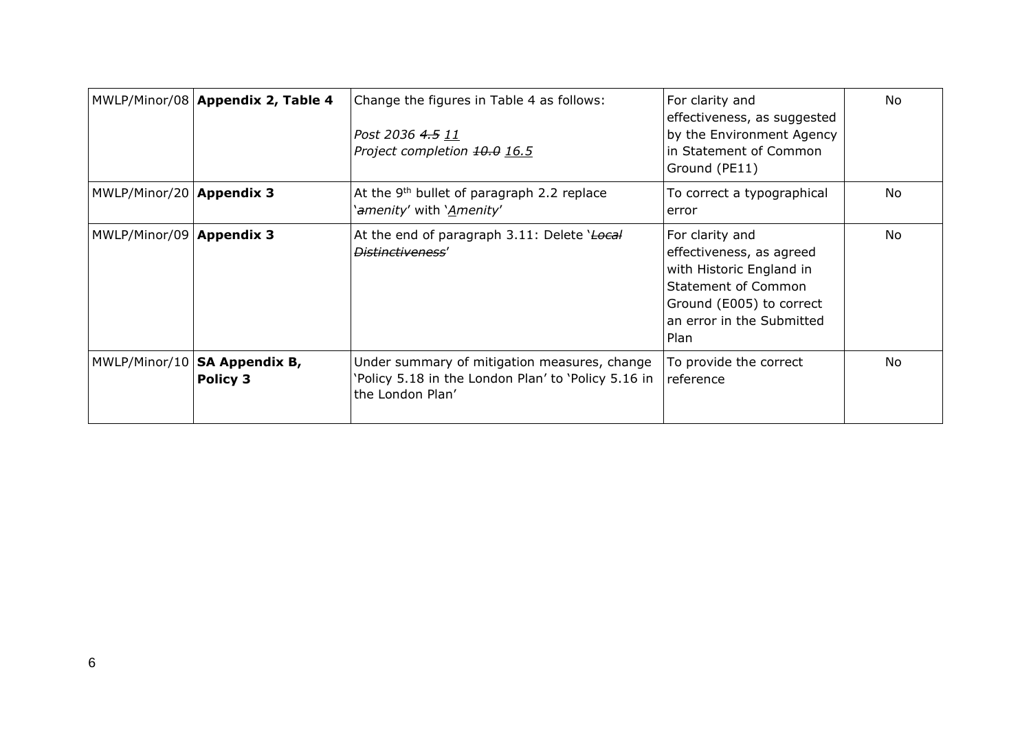| | | | | |
|---|---|---|---|---|
| MWLP/Minor/08 | **Appendix 2, Table 4** | Change the figures in Table 4 as follows:<br><br>*Post 2036 ~~4.5~~ <u>11</u>*<br>*Project completion ~~10.0~~ <u>16.5</u>* | For clarity and effectiveness, as suggested by the Environment Agency in Statement of Common Ground (PE11) | No |
| MWLP/Minor/20 | **Appendix 3** | At the 9th bullet of paragraph 2.2 replace '~~a~~*menity*' with '<u>*A*</u>*menity*' | To correct a typographical error | No |
| MWLP/Minor/09 | **Appendix 3** | At the end of paragraph 3.11: Delete '~~*Local Distinctiveness*~~' | For clarity and effectiveness, as agreed with Historic England in Statement of Common Ground (E005) to correct an error in the Submitted Plan | No |
| MWLP/Minor/10 | **SA Appendix B, Policy 3** | Under summary of mitigation measures, change 'Policy 5.18 in the London Plan' to 'Policy 5.16 in the London Plan' | To provide the correct reference | No |